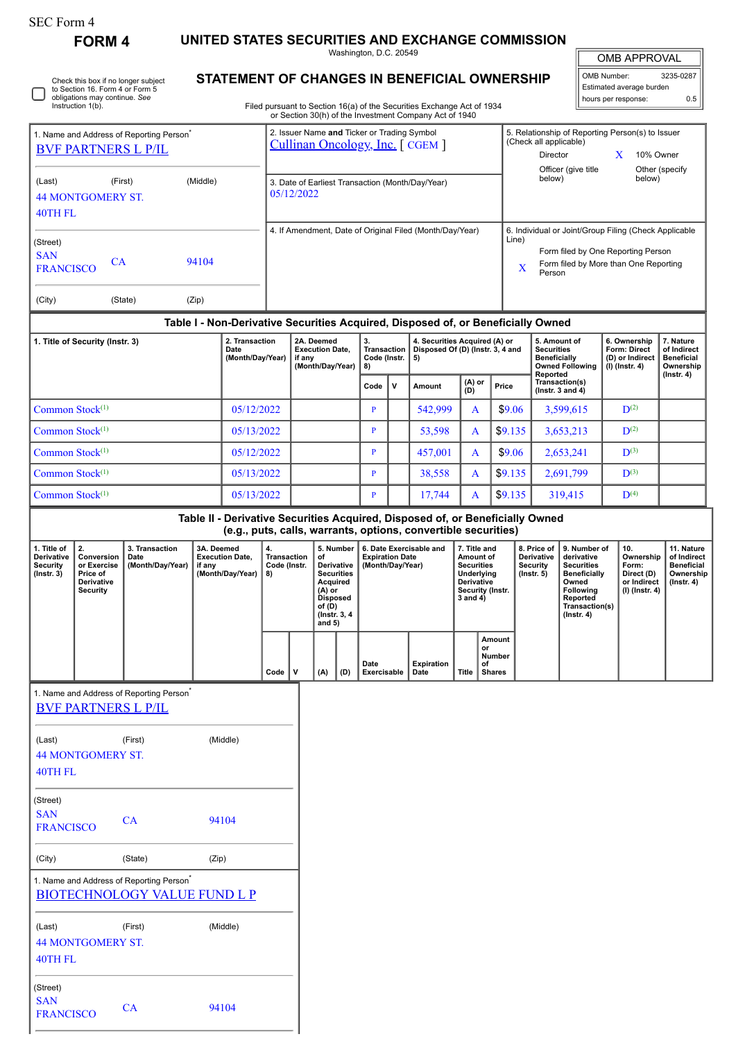SEC Form 4

**FORM 4**

# UNITED STATES SECURITIES AND EXCHANGE COMMISSION

Washington, D.C. 20549

## STATEMENT OF CHANGES IN BENEFICIAL OWNERSHIP

Filed pursuant to Section 16(a) of the Securities Exchange Act of 1934 or Section 30(h) of the Investment Company Act of 1940

| OMB APPROVAL | |
|---|---|
| OMB Number: | 3235-0287 |
| Estimated average burden | |
| hours per response: | 0.5 |

☐ Check this box if no longer subject to Section 16. Form 4 or Form 5 obligations may continue. *See* Instruction 1(b).

1. Name and Address of Reporting Person*
BVF PARTNERS L P/IL

(Last) (First) (Middle)
44 MONTGOMERY ST.
40TH FL

(Street)
SAN FRANCISCO CA 94104

(City) (State) (Zip)

2. Issuer Name **and** Ticker or Trading Symbol
Cullinan Oncology, Inc. [ CGEM ]

3. Date of Earliest Transaction (Month/Day/Year)
05/12/2022

4. If Amendment, Date of Original Filed (Month/Day/Year)

5. Relationship of Reporting Person(s) to Issuer (Check all applicable)
Director
X 10% Owner
Officer (give title below)
Other (specify below)

6. Individual or Joint/Group Filing (Check Applicable Line)
Form filed by One Reporting Person
X Form filed by More than One Reporting Person

### Table I - Non-Derivative Securities Acquired, Disposed of, or Beneficially Owned

| 1. Title of Security (Instr. 3) | 2. Transaction Date (Month/Day/Year) | 2A. Deemed Execution Date, if any (Month/Day/Year) | 3. Transaction Code (Instr. 8) | | 4. Securities Acquired (A) or Disposed Of (D) (Instr. 3, 4 and 5) | | | 5. Amount of Securities Beneficially Owned Following Reported Transaction(s) (Instr. 3 and 4) | 6. Ownership Form: Direct (D) or Indirect (I) (Instr. 4) | 7. Nature of Indirect Beneficial Ownership (Instr. 4) |
|---|---|---|---|---|---|---|---|---|---|---|
| | | | Code | V | Amount | (A) or (D) | Price | | | |
| Common Stock[(1)] | 05/12/2022 | | P | | 542,999 | A | $9.06 | 3,599,615 | D[(2)] | |
| Common Stock[(1)] | 05/13/2022 | | P | | 53,598 | A | $9.135 | 3,653,213 | D[(2)] | |
| Common Stock[(1)] | 05/12/2022 | | P | | 457,001 | A | $9.06 | 2,653,241 | D[(3)] | |
| Common Stock[(1)] | 05/13/2022 | | P | | 38,558 | A | $9.135 | 2,691,799 | D[(3)] | |
| Common Stock[(1)] | 05/13/2022 | | P | | 17,744 | A | $9.135 | 319,415 | D[(4)] | |

### Table II - Derivative Securities Acquired, Disposed of, or Beneficially Owned (e.g., puts, calls, warrants, options, convertible securities)

| 1. Title of Derivative Security (Instr. 3) | 2. Conversion or Exercise Price of Derivative Security | 3. Transaction Date (Month/Day/Year) | 3A. Deemed Execution Date, if any (Month/Day/Year) | 4. Transaction Code (Instr. 8) | | 5. Number of Derivative Securities Acquired (A) or Disposed of (D) (Instr. 3, 4 and 5) | | 6. Date Exercisable and Expiration Date (Month/Day/Year) | | 7. Title and Amount of Securities Underlying Derivative Security (Instr. 3 and 4) | | 8. Price of Derivative Security (Instr. 5) | 9. Number of derivative Securities Beneficially Owned Following Reported Transaction(s) (Instr. 4) | 10. Ownership Form: Direct (D) or Indirect (I) (Instr. 4) | 11. Nature of Indirect Beneficial Ownership (Instr. 4) |
|---|---|---|---|---|---|---|---|---|---|---|---|---|---|---|---|
| | | | | Code | V | (A) | (D) | Date Exercisable | Expiration Date | Title | Amount or Number of Shares | | | | |

1. Name and Address of Reporting Person*
BVF PARTNERS L P/IL

(Last) (First) (Middle)
44 MONTGOMERY ST.
40TH FL

(Street)
SAN FRANCISCO CA 94104

(City) (State) (Zip)

1. Name and Address of Reporting Person*
BIOTECHNOLOGY VALUE FUND L P

(Last) (First) (Middle)
44 MONTGOMERY ST.
40TH FL

(Street)
SAN FRANCISCO CA 94104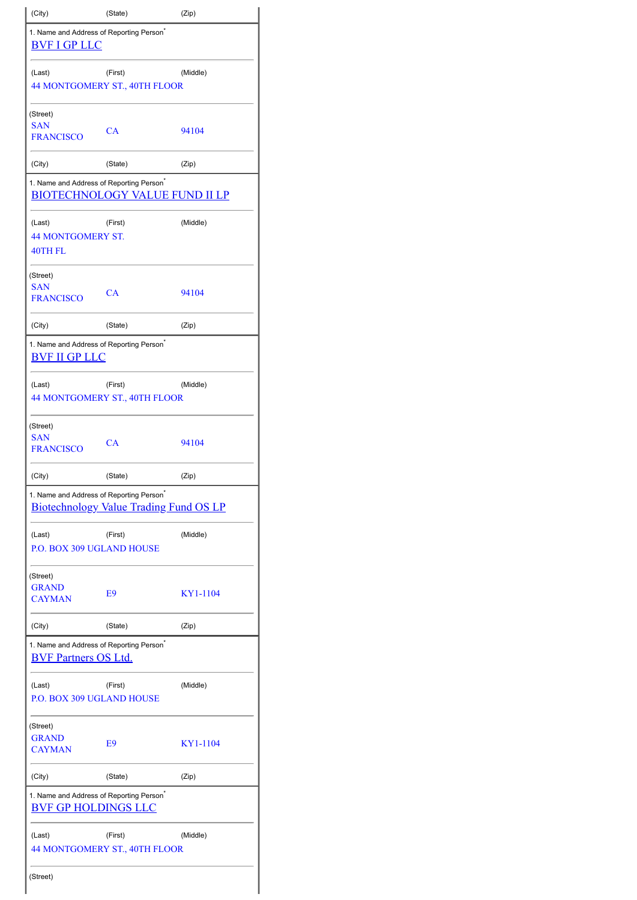| (City) | (State) | (Zip) |
|---|---|---|

1. Name and Address of Reporting Person*

BVF I GP LLC

| (Last) | (First) | (Middle) |
|---|---|---|

44 MONTGOMERY ST., 40TH FLOOR

(Street)

| SAN FRANCISCO | CA | 94104 |
|---|---|---|
| (City) | (State) | (Zip) |

1. Name and Address of Reporting Person*

BIOTECHNOLOGY VALUE FUND II LP

| (Last) | (First) | (Middle) |
|---|---|---|

44 MONTGOMERY ST.
40TH FL

(Street)

| SAN FRANCISCO | CA | 94104 |
|---|---|---|
| (City) | (State) | (Zip) |

1. Name and Address of Reporting Person*

BVF II GP LLC

| (Last) | (First) | (Middle) |
|---|---|---|

44 MONTGOMERY ST., 40TH FLOOR

(Street)

| SAN FRANCISCO | CA | 94104 |
|---|---|---|
| (City) | (State) | (Zip) |

1. Name and Address of Reporting Person*

Biotechnology Value Trading Fund OS LP

| (Last) | (First) | (Middle) |
|---|---|---|

P.O. BOX 309 UGLAND HOUSE

(Street)

| GRAND CAYMAN | E9 | KY1-1104 |
|---|---|---|
| (City) | (State) | (Zip) |

1. Name and Address of Reporting Person*

BVF Partners OS Ltd.

| (Last) | (First) | (Middle) |
|---|---|---|

P.O. BOX 309 UGLAND HOUSE

(Street)

| GRAND CAYMAN | E9 | KY1-1104 |
|---|---|---|
| (City) | (State) | (Zip) |

1. Name and Address of Reporting Person*

BVF GP HOLDINGS LLC

| (Last) | (First) | (Middle) |
|---|---|---|

44 MONTGOMERY ST., 40TH FLOOR

(Street)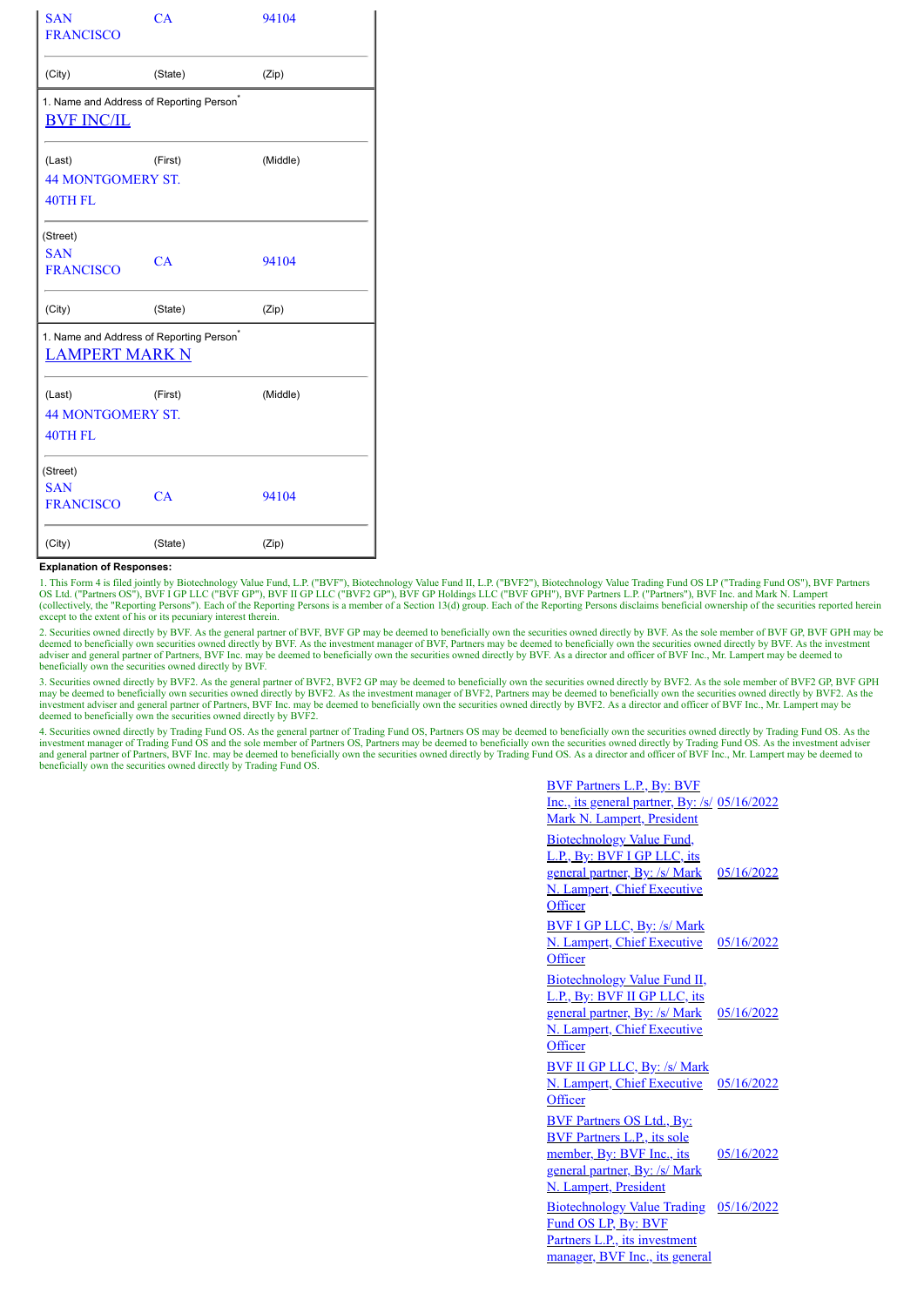| SAN FRANCISCO | CA | 94104 |
|---|---|---|
| (City) | (State) | (Zip) |

| 1. Name and Address of Reporting Person* | | |
|---|---|---|
| BVF INC/IL | | |
| (Last) | (First) | (Middle) |
| 44 MONTGOMERY ST. 40TH FL | | |
| (Street) | | |
| SAN FRANCISCO | CA | 94104 |
| (City) | (State) | (Zip) |

| 1. Name and Address of Reporting Person* | | |
|---|---|---|
| LAMPERT MARK N | | |
| (Last) | (First) | (Middle) |
| 44 MONTGOMERY ST. 40TH FL | | |
| (Street) | | |
| SAN FRANCISCO | CA | 94104 |
| (City) | (State) | (Zip) |

**Explanation of Responses:**

1. This Form 4 is filed jointly by Biotechnology Value Fund, L.P. ("BVF"), Biotechnology Value Fund II, L.P. ("BVF2"), Biotechnology Value Trading Fund OS LP ("Trading Fund OS"), BVF Partners OS Ltd. ("Partners OS"), BVF I GP LLC ("BVF GP"), BVF II GP LLC ("BVF2 GP"), BVF GP Holdings LLC ("BVF GPH"), BVF Partners L.P. ("Partners"), BVF Inc. and Mark N. Lampert (collectively, the "Reporting Persons"). Each of the Reporting Persons is a member of a Section 13(d) group. Each of the Reporting Persons disclaims beneficial ownership of the securities reported herein except to the extent of his or its pecuniary interest therein.

2. Securities owned directly by BVF. As the general partner of BVF, BVF GP may be deemed to beneficially own the securities owned directly by BVF. As the sole member of BVF GP, BVF GPH may be deemed to beneficially own securities owned directly by BVF. As the investment manager of BVF, Partners may be deemed to beneficially own the securities owned directly by BVF. As the investment adviser and general partner of Partners, BVF Inc. may be deemed to beneficially own the securities owned directly by BVF. As a director and officer of BVF Inc., Mr. Lampert may be deemed to beneficially own the securities owned directly by BVF.

3. Securities owned directly by BVF2. As the general partner of BVF2, BVF2 GP may be deemed to beneficially own the securities owned directly by BVF2. As the sole member of BVF2 GP, BVF GPH may be deemed to beneficially own securities owned directly by BVF2. As the investment manager of BVF2, Partners may be deemed to beneficially own the securities owned directly by BVF2. As the investment adviser and general partner of Partners, BVF Inc. may be deemed to beneficially own the securities owned directly by BVF2. As a director and officer of BVF Inc., Mr. Lampert may be deemed to beneficially own the securities owned directly by BVF2.

4. Securities owned directly by Trading Fund OS. As the general partner of Trading Fund OS, Partners OS may be deemed to beneficially own the securities owned directly by Trading Fund OS. As the investment manager of Trading Fund OS and the sole member of Partners OS, Partners may be deemed to beneficially own the securities owned directly by Trading Fund OS. As the investment adviser and general partner of Partners, BVF Inc. may be deemed to beneficially own the securities owned directly by Trading Fund OS. As a director and officer of BVF Inc., Mr. Lampert may be deemed to beneficially own the securities owned directly by Trading Fund OS.

| | |
|---|---|
| BVF Partners L.P., By: BVF Inc., its general partner, By: /s/ Mark N. Lampert, President | 05/16/2022 |
| Biotechnology Value Fund, L.P., By: BVF I GP LLC, its general partner, By: /s/ Mark N. Lampert, Chief Executive Officer | 05/16/2022 |
| BVF I GP LLC, By: /s/ Mark N. Lampert, Chief Executive Officer | 05/16/2022 |
| Biotechnology Value Fund II, L.P., By: BVF II GP LLC, its general partner, By: /s/ Mark N. Lampert, Chief Executive Officer | 05/16/2022 |
| BVF II GP LLC, By: /s/ Mark N. Lampert, Chief Executive Officer | 05/16/2022 |
| BVF Partners OS Ltd., By: BVF Partners L.P., its sole member, By: BVF Inc., its general partner, By: /s/ Mark N. Lampert, President | 05/16/2022 |
| Biotechnology Value Trading Fund OS LP, By: BVF Partners L.P., its investment manager, BVF Inc., its general | 05/16/2022 |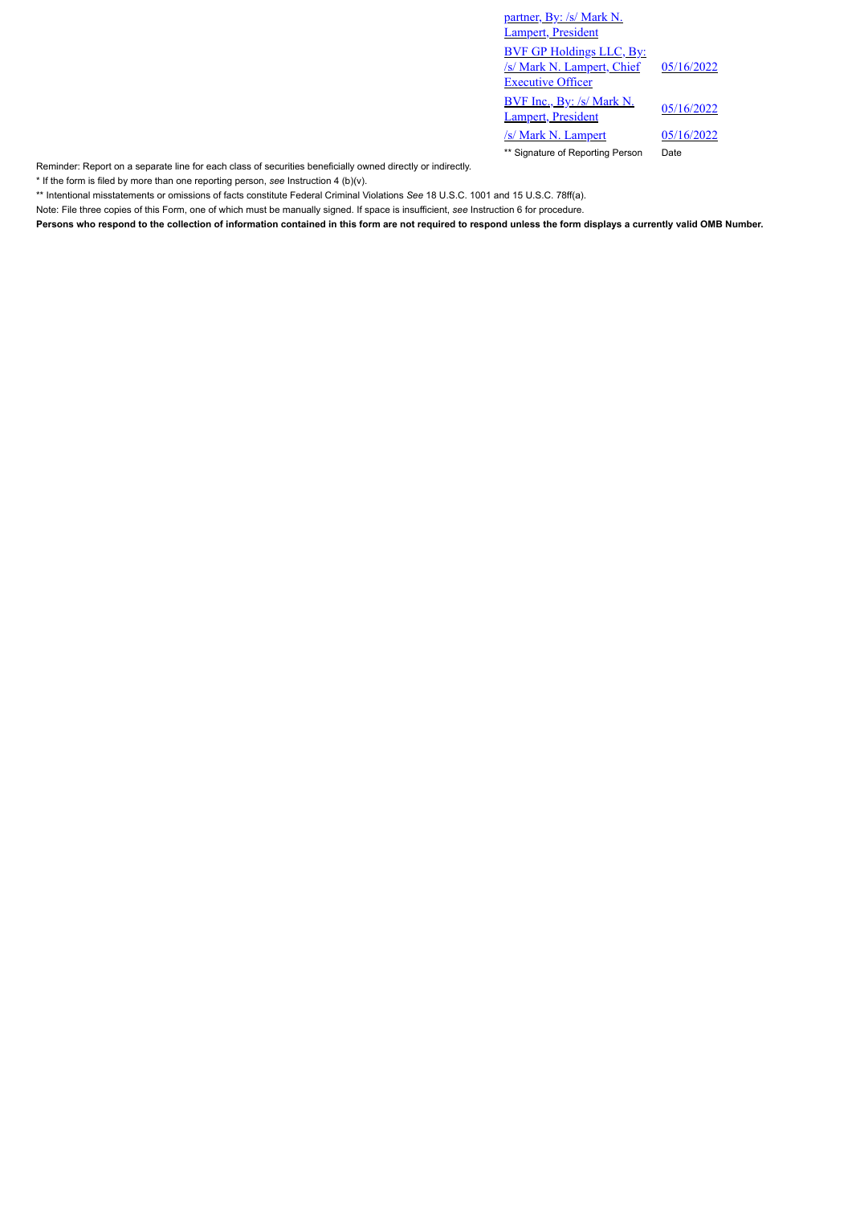| | |
|---|---|
| partner, By: /s/ Mark N. Lampert, President | |
| BVF GP Holdings LLC, By: /s/ Mark N. Lampert, Chief Executive Officer | 05/16/2022 |
| BVF Inc., By: /s/ Mark N. Lampert, President | 05/16/2022 |
| /s/ Mark N. Lampert | 05/16/2022 |
| ** Signature of Reporting Person | Date |

Reminder: Report on a separate line for each class of securities beneficially owned directly or indirectly.

* If the form is filed by more than one reporting person, *see* Instruction 4 (b)(v).

** Intentional misstatements or omissions of facts constitute Federal Criminal Violations *See* 18 U.S.C. 1001 and 15 U.S.C. 78ff(a).

Note: File three copies of this Form, one of which must be manually signed. If space is insufficient, *see* Instruction 6 for procedure.

**Persons who respond to the collection of information contained in this form are not required to respond unless the form displays a currently valid OMB Number.**